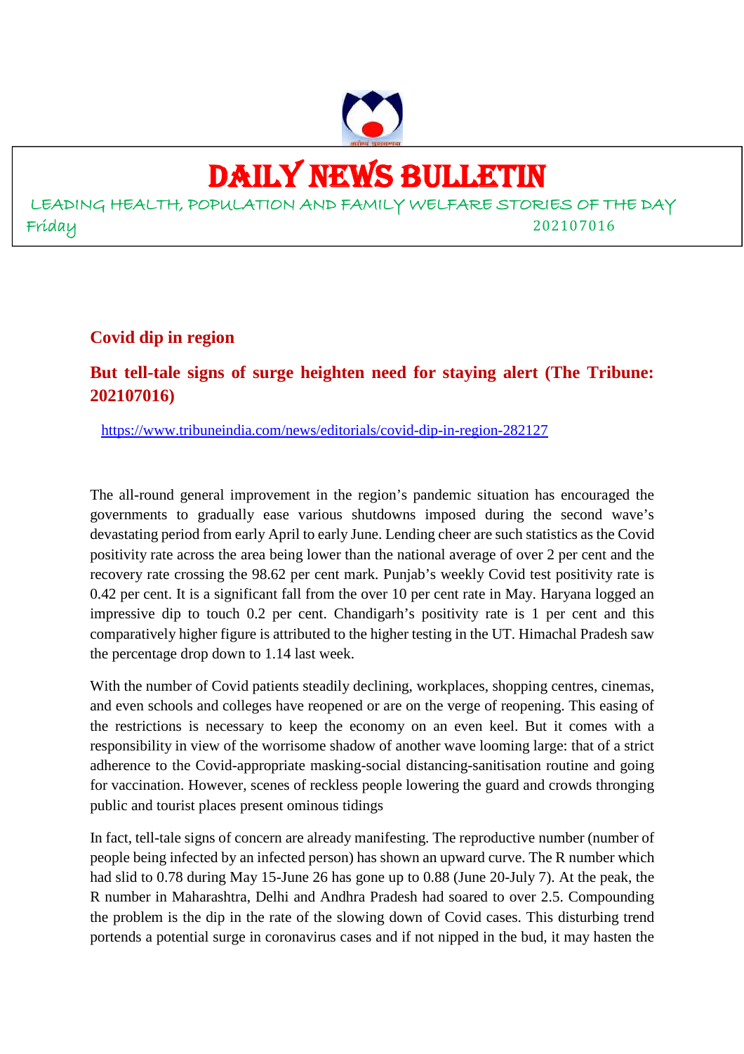# DAILY NEWS BULLETIN

LEADING HEALTH, POPULATION AND FAMILY WELFARE STORIES OF THE DAY

Friday 202107016

## Covid dip in region

## But tell-tale signs of surge heighten need for staying alert (The Tribune: 202107016)

https://www.tribuneindia.com/news/editorials/covid-dip-in-region-282127

The all-round general improvement in the region's pandemic situation has encouraged the governments to gradually ease various shutdowns imposed during the second wave's devastating period from early April to early June. Lending cheer are such statistics as the Covid positivity rate across the area being lower than the national average of over 2 per cent and the recovery rate crossing the 98.62 per cent mark. Punjab's weekly Covid test positivity rate is 0.42 per cent. It is a significant fall from the over 10 per cent rate in May. Haryana logged an impressive dip to touch 0.2 per cent. Chandigarh's positivity rate is 1 per cent and this comparatively higher figure is attributed to the higher testing in the UT. Himachal Pradesh saw the percentage drop down to 1.14 last week.

With the number of Covid patients steadily declining, workplaces, shopping centres, cinemas, and even schools and colleges have reopened or are on the verge of reopening. This easing of the restrictions is necessary to keep the economy on an even keel. But it comes with a responsibility in view of the worrisome shadow of another wave looming large: that of a strict adherence to the Covid-appropriate masking-social distancing-sanitisation routine and going for vaccination. However, scenes of reckless people lowering the guard and crowds thronging public and tourist places present ominous tidings

In fact, tell-tale signs of concern are already manifesting. The reproductive number (number of people being infected by an infected person) has shown an upward curve. The R number which had slid to 0.78 during May 15-June 26 has gone up to 0.88 (June 20-July 7). At the peak, the R number in Maharashtra, Delhi and Andhra Pradesh had soared to over 2.5. Compounding the problem is the dip in the rate of the slowing down of Covid cases. This disturbing trend portends a potential surge in coronavirus cases and if not nipped in the bud, it may hasten the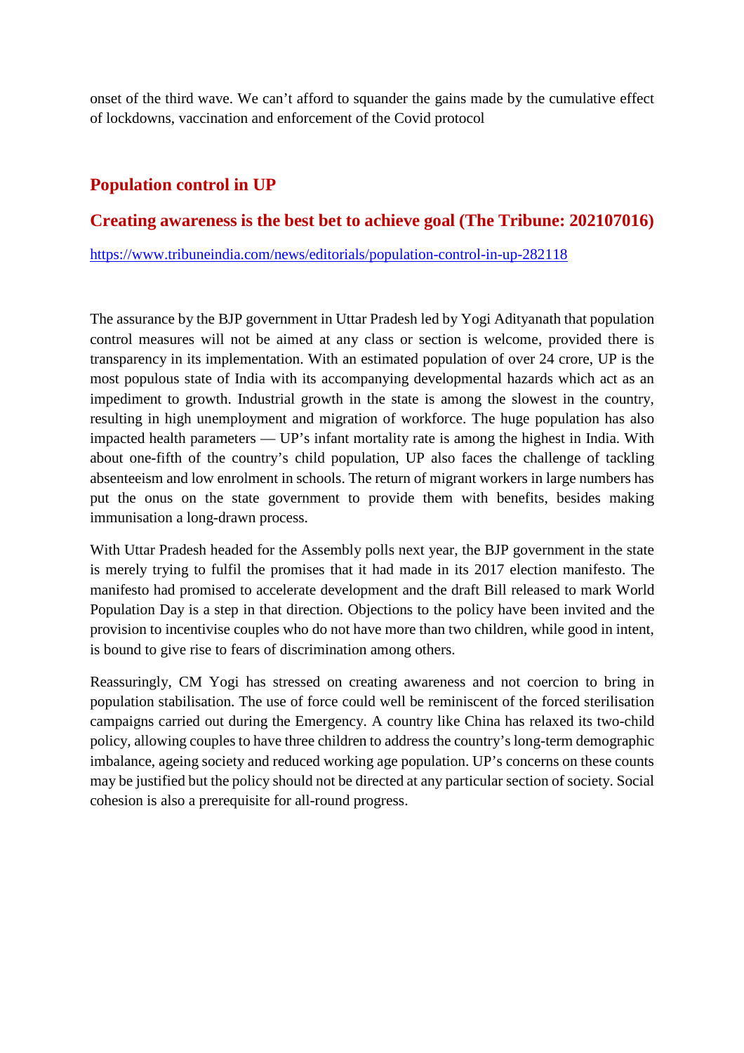onset of the third wave. We can't afford to squander the gains made by the cumulative effect of lockdowns, vaccination and enforcement of the Covid protocol

## Population control in UP

## Creating awareness is the best bet to achieve goal (The Tribune: 202107016)

https://www.tribuneindia.com/news/editorials/population-control-in-up-282118

The assurance by the BJP government in Uttar Pradesh led by Yogi Adityanath that population control measures will not be aimed at any class or section is welcome, provided there is transparency in its implementation. With an estimated population of over 24 crore, UP is the most populous state of India with its accompanying developmental hazards which act as an impediment to growth. Industrial growth in the state is among the slowest in the country, resulting in high unemployment and migration of workforce. The huge population has also impacted health parameters — UP's infant mortality rate is among the highest in India. With about one-fifth of the country's child population, UP also faces the challenge of tackling absenteeism and low enrolment in schools. The return of migrant workers in large numbers has put the onus on the state government to provide them with benefits, besides making immunisation a long-drawn process.

With Uttar Pradesh headed for the Assembly polls next year, the BJP government in the state is merely trying to fulfil the promises that it had made in its 2017 election manifesto. The manifesto had promised to accelerate development and the draft Bill released to mark World Population Day is a step in that direction. Objections to the policy have been invited and the provision to incentivise couples who do not have more than two children, while good in intent, is bound to give rise to fears of discrimination among others.

Reassuringly, CM Yogi has stressed on creating awareness and not coercion to bring in population stabilisation. The use of force could well be reminiscent of the forced sterilisation campaigns carried out during the Emergency. A country like China has relaxed its two-child policy, allowing couples to have three children to address the country's long-term demographic imbalance, ageing society and reduced working age population. UP's concerns on these counts may be justified but the policy should not be directed at any particular section of society. Social cohesion is also a prerequisite for all-round progress.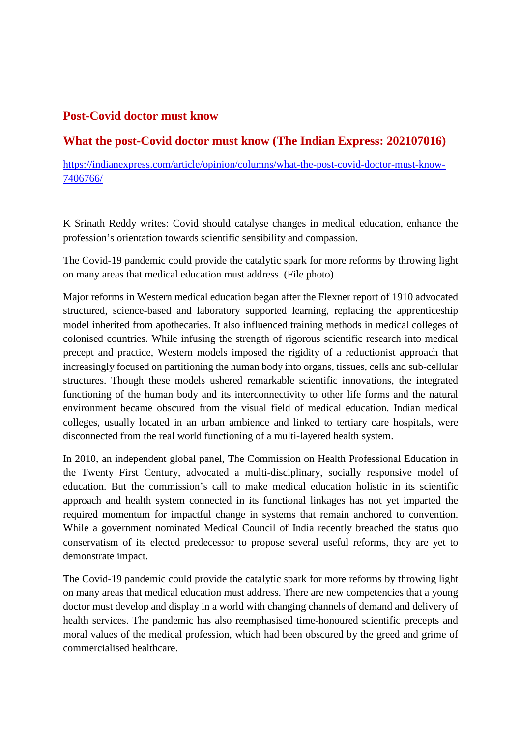## Post-Covid doctor must know

## What the post-Covid doctor must know (The Indian Express: 202107016)

https://indianexpress.com/article/opinion/columns/what-the-post-covid-doctor-must-know-7406766/

K Srinath Reddy writes: Covid should catalyse changes in medical education, enhance the profession's orientation towards scientific sensibility and compassion.

The Covid-19 pandemic could provide the catalytic spark for more reforms by throwing light on many areas that medical education must address. (File photo)

Major reforms in Western medical education began after the Flexner report of 1910 advocated structured, science-based and laboratory supported learning, replacing the apprenticeship model inherited from apothecaries. It also influenced training methods in medical colleges of colonised countries. While infusing the strength of rigorous scientific research into medical precept and practice, Western models imposed the rigidity of a reductionist approach that increasingly focused on partitioning the human body into organs, tissues, cells and sub-cellular structures. Though these models ushered remarkable scientific innovations, the integrated functioning of the human body and its interconnectivity to other life forms and the natural environment became obscured from the visual field of medical education. Indian medical colleges, usually located in an urban ambience and linked to tertiary care hospitals, were disconnected from the real world functioning of a multi-layered health system.

In 2010, an independent global panel, The Commission on Health Professional Education in the Twenty First Century, advocated a multi-disciplinary, socially responsive model of education. But the commission's call to make medical education holistic in its scientific approach and health system connected in its functional linkages has not yet imparted the required momentum for impactful change in systems that remain anchored to convention. While a government nominated Medical Council of India recently breached the status quo conservatism of its elected predecessor to propose several useful reforms, they are yet to demonstrate impact.

The Covid-19 pandemic could provide the catalytic spark for more reforms by throwing light on many areas that medical education must address. There are new competencies that a young doctor must develop and display in a world with changing channels of demand and delivery of health services. The pandemic has also reemphasised time-honoured scientific precepts and moral values of the medical profession, which had been obscured by the greed and grime of commercialised healthcare.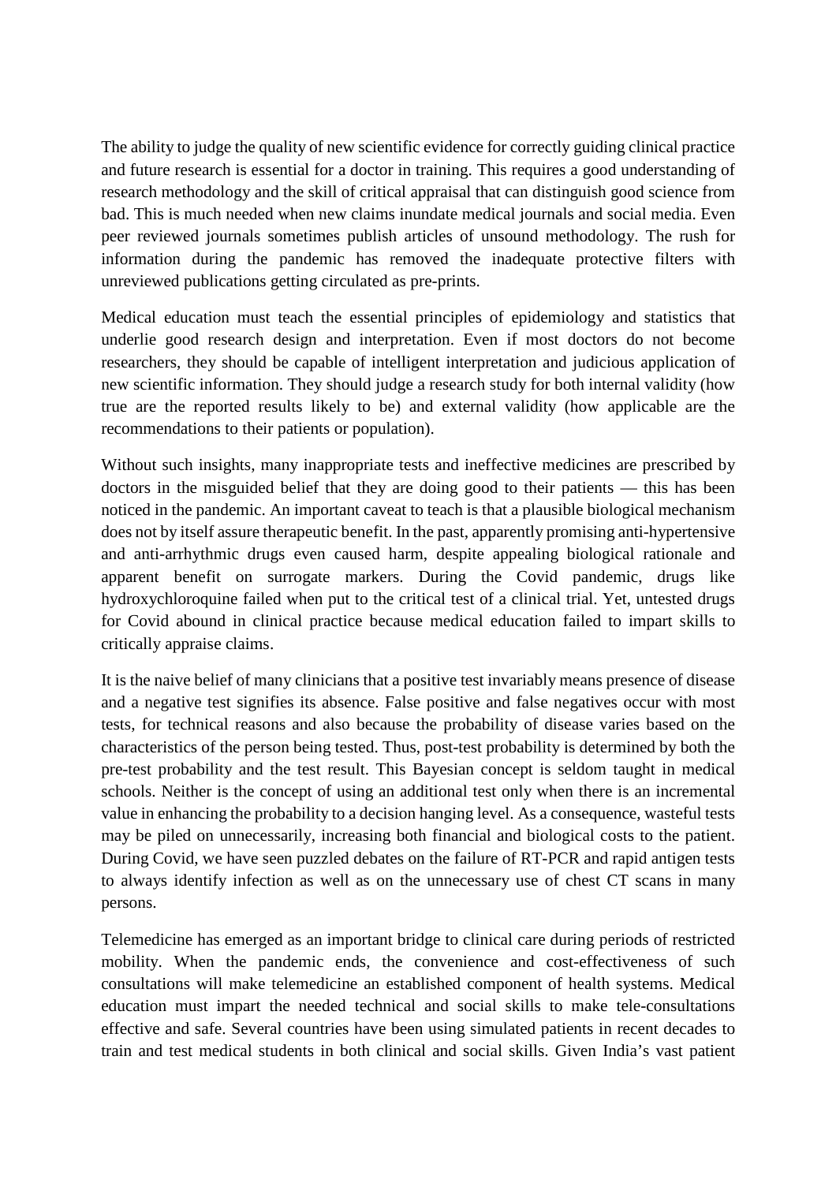The ability to judge the quality of new scientific evidence for correctly guiding clinical practice and future research is essential for a doctor in training. This requires a good understanding of research methodology and the skill of critical appraisal that can distinguish good science from bad. This is much needed when new claims inundate medical journals and social media. Even peer reviewed journals sometimes publish articles of unsound methodology. The rush for information during the pandemic has removed the inadequate protective filters with unreviewed publications getting circulated as pre-prints.

Medical education must teach the essential principles of epidemiology and statistics that underlie good research design and interpretation. Even if most doctors do not become researchers, they should be capable of intelligent interpretation and judicious application of new scientific information. They should judge a research study for both internal validity (how true are the reported results likely to be) and external validity (how applicable are the recommendations to their patients or population).

Without such insights, many inappropriate tests and ineffective medicines are prescribed by doctors in the misguided belief that they are doing good to their patients — this has been noticed in the pandemic. An important caveat to teach is that a plausible biological mechanism does not by itself assure therapeutic benefit. In the past, apparently promising anti-hypertensive and anti-arrhythmic drugs even caused harm, despite appealing biological rationale and apparent benefit on surrogate markers. During the Covid pandemic, drugs like hydroxychloroquine failed when put to the critical test of a clinical trial. Yet, untested drugs for Covid abound in clinical practice because medical education failed to impart skills to critically appraise claims.

It is the naive belief of many clinicians that a positive test invariably means presence of disease and a negative test signifies its absence. False positive and false negatives occur with most tests, for technical reasons and also because the probability of disease varies based on the characteristics of the person being tested. Thus, post-test probability is determined by both the pre-test probability and the test result. This Bayesian concept is seldom taught in medical schools. Neither is the concept of using an additional test only when there is an incremental value in enhancing the probability to a decision hanging level. As a consequence, wasteful tests may be piled on unnecessarily, increasing both financial and biological costs to the patient. During Covid, we have seen puzzled debates on the failure of RT-PCR and rapid antigen tests to always identify infection as well as on the unnecessary use of chest CT scans in many persons.

Telemedicine has emerged as an important bridge to clinical care during periods of restricted mobility. When the pandemic ends, the convenience and cost-effectiveness of such consultations will make telemedicine an established component of health systems. Medical education must impart the needed technical and social skills to make tele-consultations effective and safe. Several countries have been using simulated patients in recent decades to train and test medical students in both clinical and social skills. Given India's vast patient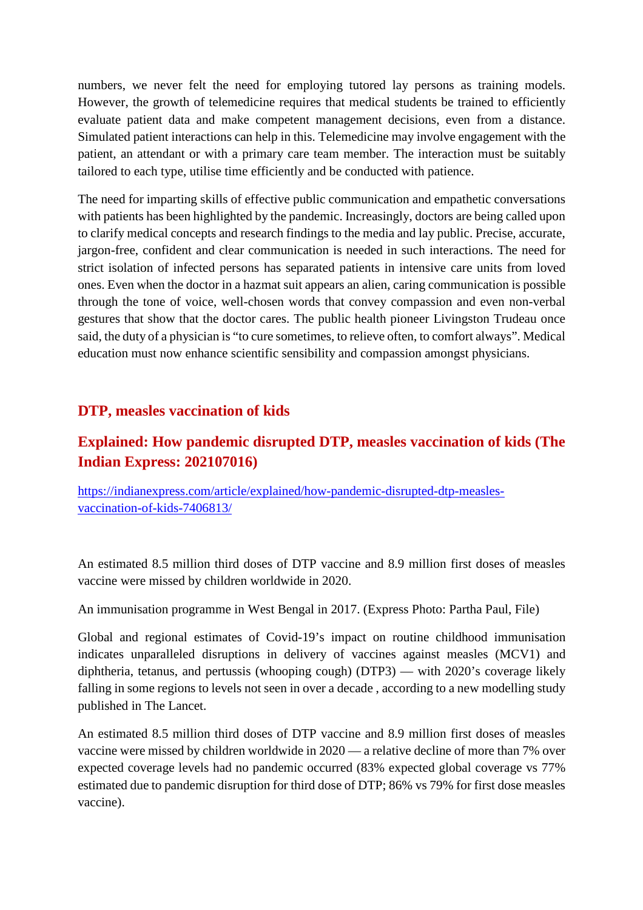numbers, we never felt the need for employing tutored lay persons as training models. However, the growth of telemedicine requires that medical students be trained to efficiently evaluate patient data and make competent management decisions, even from a distance. Simulated patient interactions can help in this. Telemedicine may involve engagement with the patient, an attendant or with a primary care team member. The interaction must be suitably tailored to each type, utilise time efficiently and be conducted with patience.

The need for imparting skills of effective public communication and empathetic conversations with patients has been highlighted by the pandemic. Increasingly, doctors are being called upon to clarify medical concepts and research findings to the media and lay public. Precise, accurate, jargon-free, confident and clear communication is needed in such interactions. The need for strict isolation of infected persons has separated patients in intensive care units from loved ones. Even when the doctor in a hazmat suit appears an alien, caring communication is possible through the tone of voice, well-chosen words that convey compassion and even non-verbal gestures that show that the doctor cares. The public health pioneer Livingston Trudeau once said, the duty of a physician is "to cure sometimes, to relieve often, to comfort always". Medical education must now enhance scientific sensibility and compassion amongst physicians.

## DTP, measles vaccination of kids

## Explained: How pandemic disrupted DTP, measles vaccination of kids (The Indian Express: 202107016)

https://indianexpress.com/article/explained/how-pandemic-disrupted-dtp-measles-vaccination-of-kids-7406813/

An estimated 8.5 million third doses of DTP vaccine and 8.9 million first doses of measles vaccine were missed by children worldwide in 2020.

An immunisation programme in West Bengal in 2017. (Express Photo: Partha Paul, File)

Global and regional estimates of Covid-19's impact on routine childhood immunisation indicates unparalleled disruptions in delivery of vaccines against measles (MCV1) and diphtheria, tetanus, and pertussis (whooping cough) (DTP3) — with 2020's coverage likely falling in some regions to levels not seen in over a decade , according to a new modelling study published in The Lancet.

An estimated 8.5 million third doses of DTP vaccine and 8.9 million first doses of measles vaccine were missed by children worldwide in 2020 — a relative decline of more than 7% over expected coverage levels had no pandemic occurred (83% expected global coverage vs 77% estimated due to pandemic disruption for third dose of DTP; 86% vs 79% for first dose measles vaccine).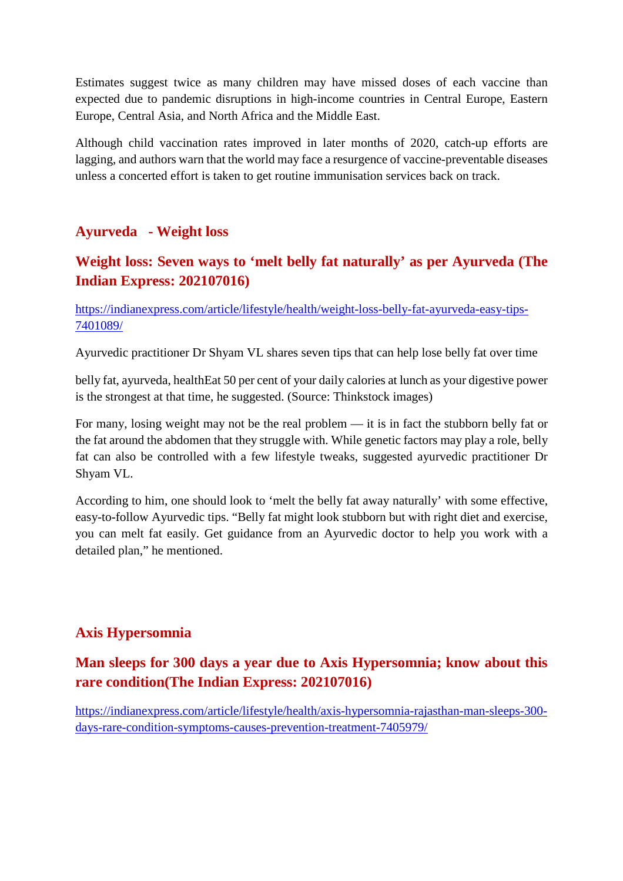Estimates suggest twice as many children may have missed doses of each vaccine than expected due to pandemic disruptions in high-income countries in Central Europe, Eastern Europe, Central Asia, and North Africa and the Middle East.

Although child vaccination rates improved in later months of 2020, catch-up efforts are lagging, and authors warn that the world may face a resurgence of vaccine-preventable diseases unless a concerted effort is taken to get routine immunisation services back on track.

## Ayurveda - Weight loss

### Weight loss: Seven ways to 'melt belly fat naturally' as per Ayurveda (The Indian Express: 202107016)

https://indianexpress.com/article/lifestyle/health/weight-loss-belly-fat-ayurveda-easy-tips-7401089/

Ayurvedic practitioner Dr Shyam VL shares seven tips that can help lose belly fat over time

belly fat, ayurveda, healthEat 50 per cent of your daily calories at lunch as your digestive power is the strongest at that time, he suggested. (Source: Thinkstock images)

For many, losing weight may not be the real problem — it is in fact the stubborn belly fat or the fat around the abdomen that they struggle with. While genetic factors may play a role, belly fat can also be controlled with a few lifestyle tweaks, suggested ayurvedic practitioner Dr Shyam VL.

According to him, one should look to 'melt the belly fat away naturally' with some effective, easy-to-follow Ayurvedic tips. "Belly fat might look stubborn but with right diet and exercise, you can melt fat easily. Get guidance from an Ayurvedic doctor to help you work with a detailed plan," he mentioned.

## Axis Hypersomnia

### Man sleeps for 300 days a year due to Axis Hypersomnia; know about this rare condition(The Indian Express: 202107016)

https://indianexpress.com/article/lifestyle/health/axis-hypersomnia-rajasthan-man-sleeps-300-days-rare-condition-symptoms-causes-prevention-treatment-7405979/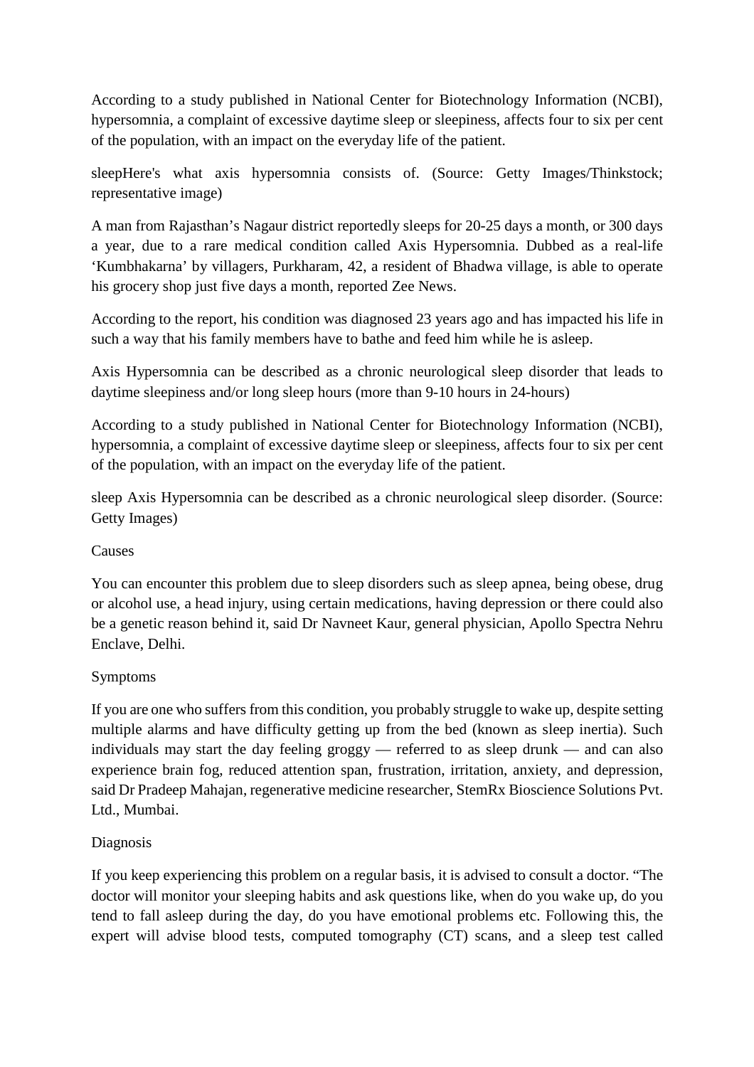According to a study published in National Center for Biotechnology Information (NCBI), hypersomnia, a complaint of excessive daytime sleep or sleepiness, affects four to six per cent of the population, with an impact on the everyday life of the patient.

sleepHere's what axis hypersomnia consists of. (Source: Getty Images/Thinkstock; representative image)

A man from Rajasthan's Nagaur district reportedly sleeps for 20-25 days a month, or 300 days a year, due to a rare medical condition called Axis Hypersomnia. Dubbed as a real-life 'Kumbhakarna' by villagers, Purkharam, 42, a resident of Bhadwa village, is able to operate his grocery shop just five days a month, reported Zee News.

According to the report, his condition was diagnosed 23 years ago and has impacted his life in such a way that his family members have to bathe and feed him while he is asleep.

Axis Hypersomnia can be described as a chronic neurological sleep disorder that leads to daytime sleepiness and/or long sleep hours (more than 9-10 hours in 24-hours)

According to a study published in National Center for Biotechnology Information (NCBI), hypersomnia, a complaint of excessive daytime sleep or sleepiness, affects four to six per cent of the population, with an impact on the everyday life of the patient.

sleep Axis Hypersomnia can be described as a chronic neurological sleep disorder. (Source: Getty Images)

Causes

You can encounter this problem due to sleep disorders such as sleep apnea, being obese, drug or alcohol use, a head injury, using certain medications, having depression or there could also be a genetic reason behind it, said Dr Navneet Kaur, general physician, Apollo Spectra Nehru Enclave, Delhi.

Symptoms

If you are one who suffers from this condition, you probably struggle to wake up, despite setting multiple alarms and have difficulty getting up from the bed (known as sleep inertia). Such individuals may start the day feeling groggy — referred to as sleep drunk — and can also experience brain fog, reduced attention span, frustration, irritation, anxiety, and depression, said Dr Pradeep Mahajan, regenerative medicine researcher, StemRx Bioscience Solutions Pvt. Ltd., Mumbai.

Diagnosis

If you keep experiencing this problem on a regular basis, it is advised to consult a doctor. "The doctor will monitor your sleeping habits and ask questions like, when do you wake up, do you tend to fall asleep during the day, do you have emotional problems etc. Following this, the expert will advise blood tests, computed tomography (CT) scans, and a sleep test called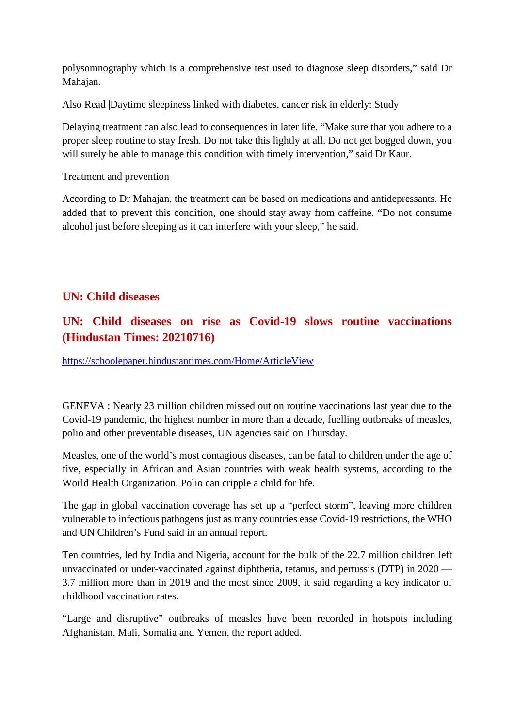polysomnography which is a comprehensive test used to diagnose sleep disorders," said Dr Mahajan.

Also Read |Daytime sleepiness linked with diabetes, cancer risk in elderly: Study

Delaying treatment can also lead to consequences in later life. "Make sure that you adhere to a proper sleep routine to stay fresh. Do not take this lightly at all. Do not get bogged down, you will surely be able to manage this condition with timely intervention," said Dr Kaur.

Treatment and prevention

According to Dr Mahajan, the treatment can be based on medications and antidepressants. He added that to prevent this condition, one should stay away from caffeine. "Do not consume alcohol just before sleeping as it can interfere with your sleep," he said.

## UN: Child diseases

## UN: Child diseases on rise as Covid-19 slows routine vaccinations (Hindustan Times: 20210716)

https://schoolepaper.hindustantimes.com/Home/ArticleView

GENEVA : Nearly 23 million children missed out on routine vaccinations last year due to the Covid-19 pandemic, the highest number in more than a decade, fuelling outbreaks of measles, polio and other preventable diseases, UN agencies said on Thursday.

Measles, one of the world's most contagious diseases, can be fatal to children under the age of five, especially in African and Asian countries with weak health systems, according to the World Health Organization. Polio can cripple a child for life.

The gap in global vaccination coverage has set up a "perfect storm", leaving more children vulnerable to infectious pathogens just as many countries ease Covid-19 restrictions, the WHO and UN Children's Fund said in an annual report.

Ten countries, led by India and Nigeria, account for the bulk of the 22.7 million children left unvaccinated or under-vaccinated against diphtheria, tetanus, and pertussis (DTP) in 2020 — 3.7 million more than in 2019 and the most since 2009, it said regarding a key indicator of childhood vaccination rates.

"Large and disruptive" outbreaks of measles have been recorded in hotspots including Afghanistan, Mali, Somalia and Yemen, the report added.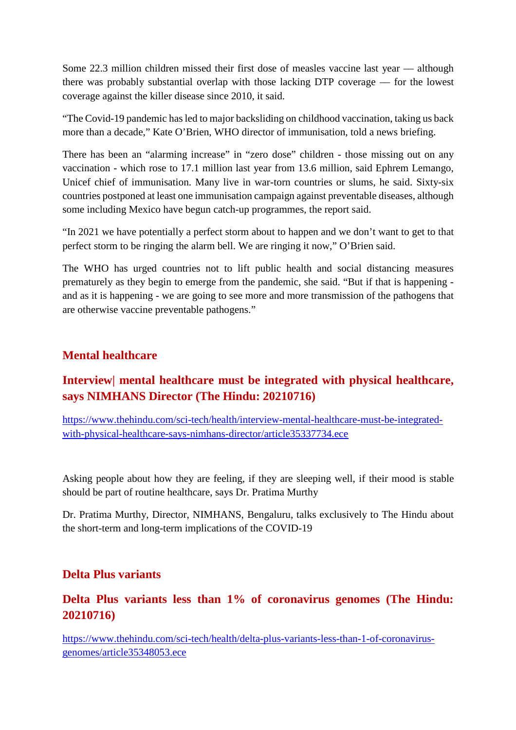Some 22.3 million children missed their first dose of measles vaccine last year — although there was probably substantial overlap with those lacking DTP coverage — for the lowest coverage against the killer disease since 2010, it said.

“The Covid-19 pandemic has led to major backsliding on childhood vaccination, taking us back more than a decade,” Kate O’Brien, WHO director of immunisation, told a news briefing.

There has been an “alarming increase” in “zero dose” children - those missing out on any vaccination - which rose to 17.1 million last year from 13.6 million, said Ephrem Lemango, Unicef chief of immunisation. Many live in war-torn countries or slums, he said. Sixty-six countries postponed at least one immunisation campaign against preventable diseases, although some including Mexico have begun catch-up programmes, the report said.

“In 2021 we have potentially a perfect storm about to happen and we don’t want to get to that perfect storm to be ringing the alarm bell. We are ringing it now,” O’Brien said.

The WHO has urged countries not to lift public health and social distancing measures prematurely as they begin to emerge from the pandemic, she said. “But if that is happening - and as it is happening - we are going to see more and more transmission of the pathogens that are otherwise vaccine preventable pathogens.”

## Mental healthcare

## Interview| mental healthcare must be integrated with physical healthcare, says NIMHANS Director (The Hindu: 20210716)

https://www.thehindu.com/sci-tech/health/interview-mental-healthcare-must-be-integrated-with-physical-healthcare-says-nimhans-director/article35337734.ece

Asking people about how they are feeling, if they are sleeping well, if their mood is stable should be part of routine healthcare, says Dr. Pratima Murthy

Dr. Pratima Murthy, Director, NIMHANS, Bengaluru, talks exclusively to The Hindu about the short-term and long-term implications of the COVID-19

## Delta Plus variants

## Delta Plus variants less than 1% of coronavirus genomes (The Hindu: 20210716)

https://www.thehindu.com/sci-tech/health/delta-plus-variants-less-than-1-of-coronavirus-genomes/article35348053.ece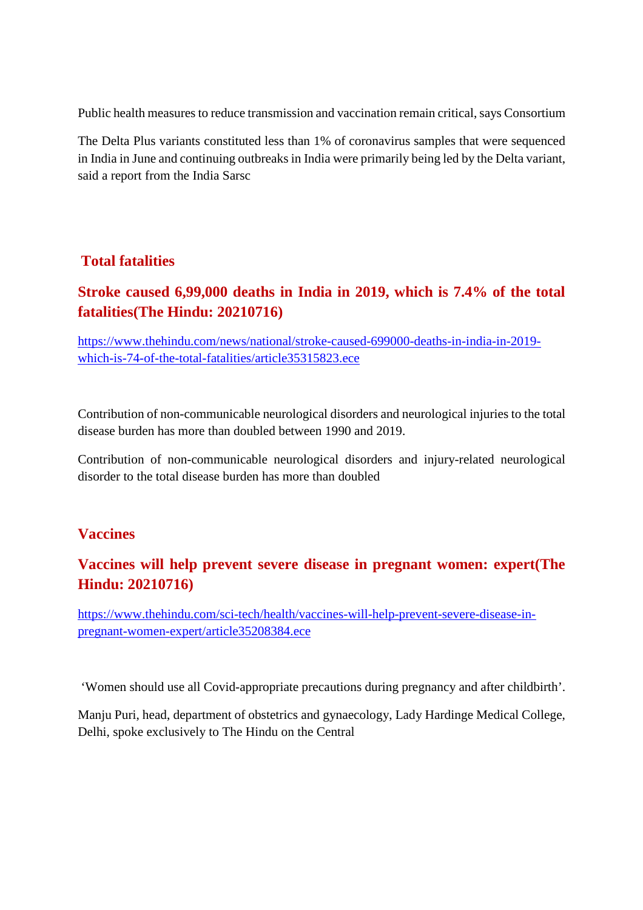Public health measures to reduce transmission and vaccination remain critical, says Consortium

The Delta Plus variants constituted less than 1% of coronavirus samples that were sequenced in India in June and continuing outbreaks in India were primarily being led by the Delta variant, said a report from the India Sarsc

## Total fatalities

### Stroke caused 6,99,000 deaths in India in 2019, which is 7.4% of the total fatalities(The Hindu: 20210716)

https://www.thehindu.com/news/national/stroke-caused-699000-deaths-in-india-in-2019-which-is-74-of-the-total-fatalities/article35315823.ece

Contribution of non-communicable neurological disorders and neurological injuries to the total disease burden has more than doubled between 1990 and 2019.

Contribution of non-communicable neurological disorders and injury-related neurological disorder to the total disease burden has more than doubled

## Vaccines

### Vaccines will help prevent severe disease in pregnant women: expert(The Hindu: 20210716)

https://www.thehindu.com/sci-tech/health/vaccines-will-help-prevent-severe-disease-in-pregnant-women-expert/article35208384.ece

'Women should use all Covid-appropriate precautions during pregnancy and after childbirth'.

Manju Puri, head, department of obstetrics and gynaecology, Lady Hardinge Medical College, Delhi, spoke exclusively to The Hindu on the Central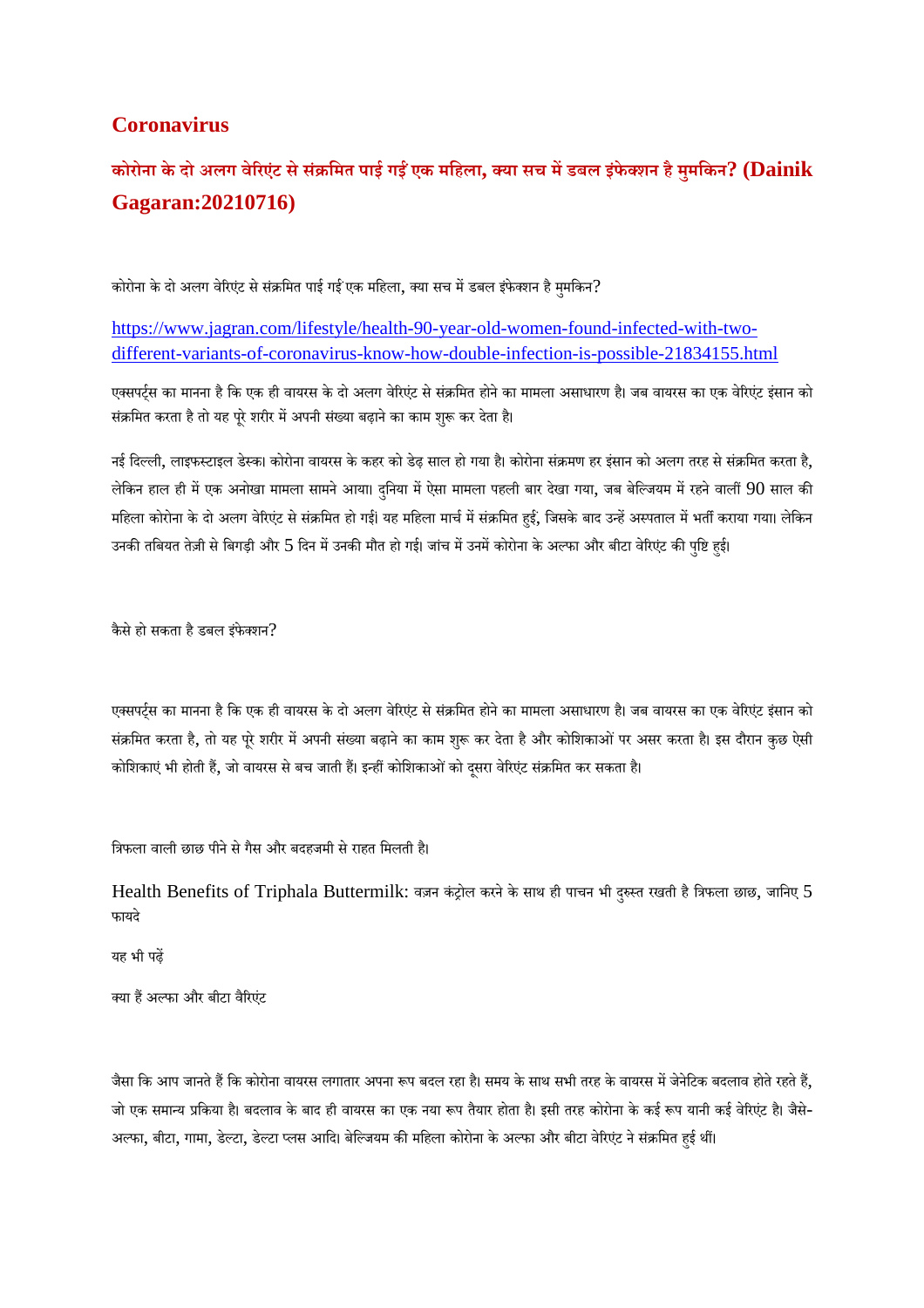## Coronavirus

### कोरोना के दो अलग वेरिएंट से संक्रमित पाई गई एक महिला, क्या सच में डबल इंफेक्शन है मुमकिन? (Dainik Gagaran:20210716)

कोरोना के दो अलग वेरिएंट से संक्रमित पाई गई एक महिला, क्या सच में डबल इंफेक्शन है मुमकिन?

https://www.jagran.com/lifestyle/health-90-year-old-women-found-infected-with-two-different-variants-of-coronavirus-know-how-double-infection-is-possible-21834155.html

एक्सपर्ट्स का मानना है कि एक ही वायरस के दो अलग वेरिएंट से संक्रमित होने का मामला असाधारण है। जब वायरस का एक वेरिएंट इंसान को संक्रमित करता है तो यह पूरे शरीर में अपनी संख्या बढ़ाने का काम शुरू कर देता है।

नई दिल्ली, लाइफस्टाइल डेस्क। कोरोना वायरस के कहर को डेढ़ साल हो गया है। कोरोना संक्रमण हर इंसान को अलग तरह से संक्रमित करता है, लेकिन हाल ही में एक अनोखा मामला सामने आया। दुनिया में ऐसा मामला पहली बार देखा गया, जब बेल्जियम में रहने वालीं 90 साल की महिला कोरोना के दो अलग वेरिएंट से संक्रमित हो गईं। यह महिला मार्च में संक्रमित हुईं, जिसके बाद उन्हें अस्पताल में भर्ती कराया गया। लेकिन उनकी तबियत तेज़ी से बिगड़ी और 5 दिन में उनकी मौत हो गई। जांच में उनमें कोरोना के अल्फा और बीटा वेरिएंट की पुष्टि हुई।

कैसे हो सकता है डबल इंफेक्शन?

एक्सपर्ट्स का मानना है कि एक ही वायरस के दो अलग वेरिएंट से संक्रमित होने का मामला असाधारण है। जब वायरस का एक वेरिएंट इंसान को संक्रमित करता है, तो यह पूरे शरीर में अपनी संख्या बढ़ाने का काम शुरू कर देता है और कोशिकाओं पर असर करता है। इस दौरान कुछ ऐसी कोशिकाएं भी होती हैं, जो वायरस से बच जाती हैं। इन्हीं कोशिकाओं को दूसरा वेरिएंट संक्रमित कर सकता है।

त्रिफला वाली छाछ पीने से गैस और बदहजमी से राहत मिलती है।

Health Benefits of Triphala Buttermilk: वज़न कंट्रोल करने के साथ ही पाचन भी दुरुस्त रखती है त्रिफला छाछ, जानिए 5 फायदे

यह भी पढ़ें

क्या हैं अल्फा और बीटा वैरिएंट

जैसा कि आप जानते हैं कि कोरोना वायरस लगातार अपना रूप बदल रहा है। समय के साथ सभी तरह के वायरस में जेनेटिक बदलाव होते रहते हैं, जो एक समान्य प्रकिया है। बदलाव के बाद ही वायरस का एक नया रूप तैयार होता है। इसी तरह कोरोना के कई रूप यानी कई वेरिएंट है। जैसे- अल्फा, बीटा, गामा, डेल्टा, डेल्टा प्लस आदि। बेल्जियम की महिला कोरोना के अल्फा और बीटा वेरिएंट ने संक्रमित हुई थीं।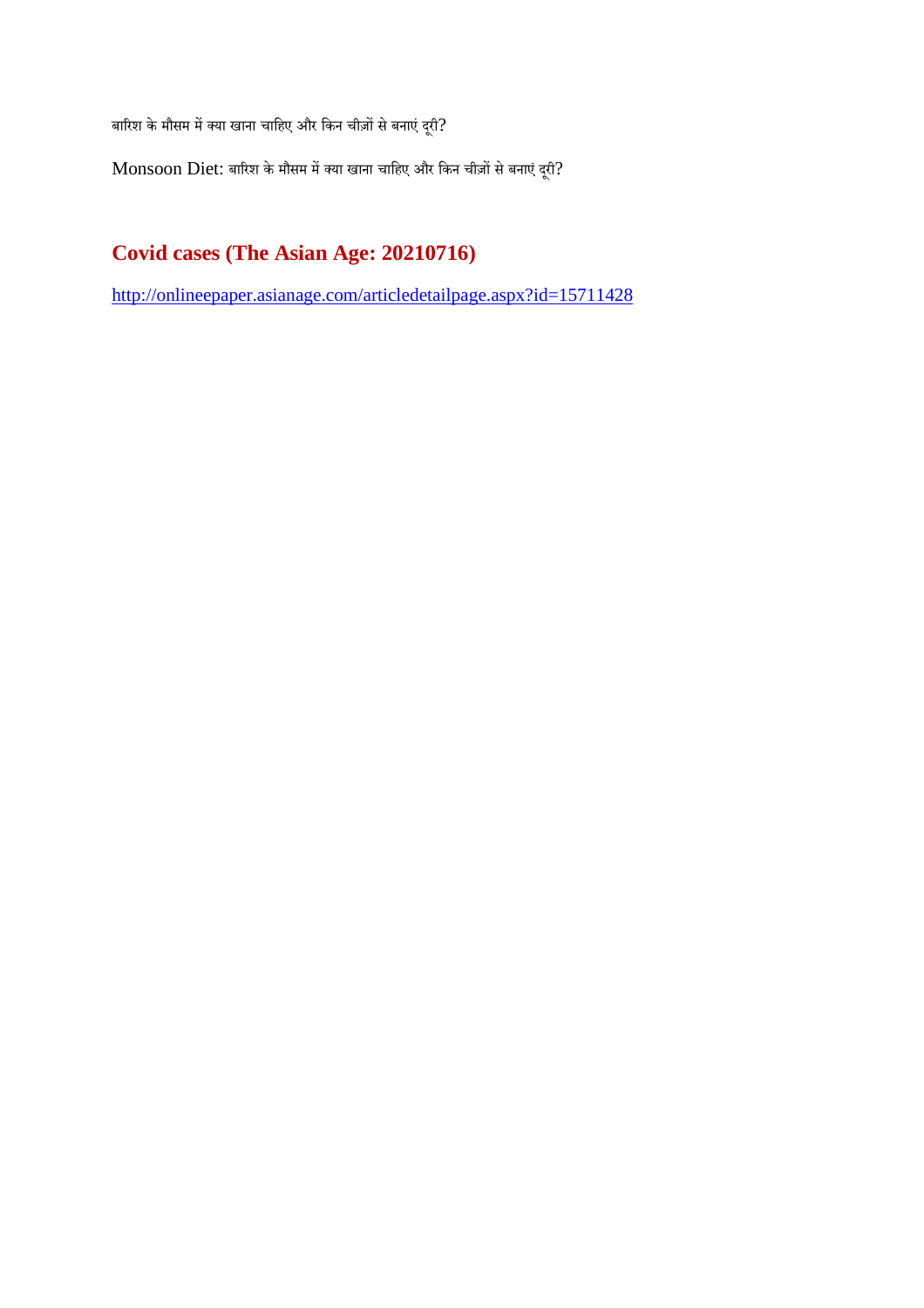बारिश के मौसम में क्या खाना चाहिए और किन चीज़ों से बनाएं दूरी?

Monsoon Diet: बारिश के मौसम में क्या खाना चाहिए और किन चीज़ों से बनाएं दूरी?

## Covid cases (The Asian Age: 20210716)

http://onlineepaper.asianage.com/articledetailpage.aspx?id=15711428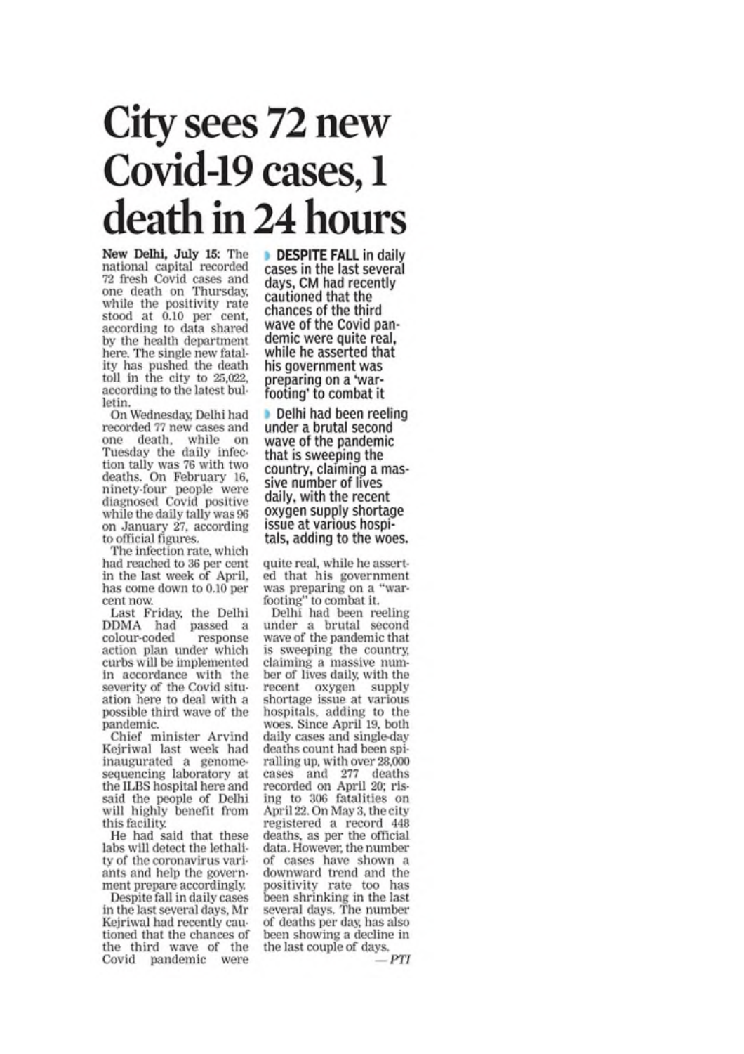# City sees 72 new Covid-19 cases, 1 death in 24 hours

**New Delhi, July 15:** The national capital recorded 72 fresh Covid cases and one death on Thursday, while the positivity rate stood at 0.10 per cent, according to data shared by the health department here. The single new fatality has pushed the death toll in the city to 25,022, according to the latest bulletin.

On Wednesday, Delhi had recorded 77 new cases and one death, while on Tuesday the daily infection tally was 76 with two deaths. On February 16, ninety-four people were diagnosed Covid positive while the daily tally was 96 on January 27, according to official figures.

The infection rate, which had reached to 36 per cent in the last week of April, has come down to 0.10 per cent now.

Last Friday, the Delhi DDMA had passed a colour-coded response action plan under which curbs will be implemented in accordance with the severity of the Covid situation here to deal with a possible third wave of the pandemic.

Chief minister Arvind Kejriwal last week had inaugurated a genome-sequencing laboratory at the ILBS hospital here and said the people of Delhi will highly benefit from this facility.

He had said that these labs will detect the lethality of the coronavirus variants and help the government prepare accordingly.

- **DESPITE FALL** in daily cases in the last several days, CM had recently cautioned that the chances of the third wave of the Covid pandemic were quite real, while he asserted that his government was preparing on a 'war-footing' to combat it
- Delhi had been reeling under a brutal second wave of the pandemic that is sweeping the country, claiming a massive number of lives daily, with the recent oxygen supply shortage issue at various hospitals, adding to the woes.

Despite fall in daily cases in the last several days, Mr Kejriwal had recently cautioned that the chances of the third wave of the Covid pandemic were quite real, while he asserted that his government was preparing on a "war-footing" to combat it.

Delhi had been reeling under a brutal second wave of the pandemic that is sweeping the country, claiming a massive number of lives daily, with the recent oxygen supply shortage issue at various hospitals, adding to the woes. Since April 19, both daily cases and single-day deaths count had been spiralling up, with over 28,000 cases and 277 deaths recorded on April 20; rising to 306 fatalities on April 22. On May 3, the city registered a record 448 deaths, as per the official data. However, the number of cases have shown a downward trend and the positivity rate too has been shrinking in the last several days. The number of deaths per day, has also been showing a decline in the last couple of days.

*— PTI*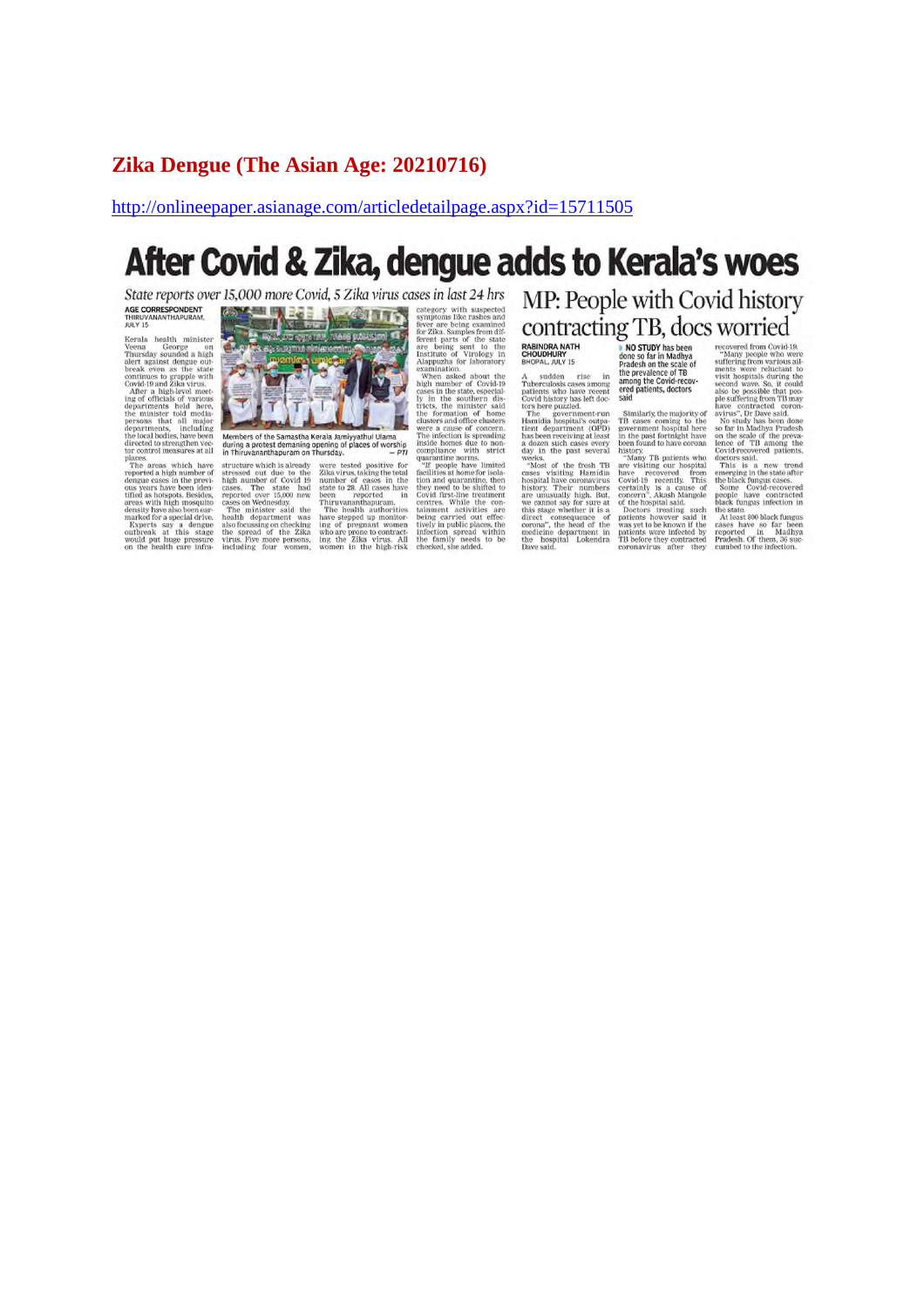# Zika Dengue (The Asian Age: 20210716)

http://onlineepaper.asianage.com/articledetailpage.aspx?id=15711505

# After Covid & Zika, dengue adds to Kerala's woes

*State reports over 15,000 more Covid, 5 Zika virus cases in last 24 hrs*

AGE CORRESPONDENT
THIRUVANANTHAPURAM, JULY 15

Kerala health minister Veena George on Thursday sounded a high alert against dengue outbreak even as the state continues to grapple with Covid-19 and Zika virus.

After a high-level meeting of officials of various departments held here, the minister told mediapersons that all major departments, including the local bodies, have been directed to strengthen vector control measures at all places.

The areas which have reported a high number of dengue cases in the previous years have been identified as hotspots. Besides, areas with high mosquito density have also been earmarked for a special drive.

Experts say a dengue outbreak at this stage would put huge pressure on the health care infrastructure which is already stressed out due to the high number of Covid 19 cases. The state had reported over 15,000 new cases on Wednesday.

The minister said the health department was also focussing on checking the spread of the Zika virus. Five more persons, including four women, were tested positive for Zika virus, taking the total number of cases in the state to 28. All cases have been reported in Thiruvananthapuram.

The health authorities have stepped up monitoring of pregnant women who are prone to contracting the Zika virus. All women in the high-risk category with suspected symptoms like rashes and fever are being examined for Zika. Samples from different parts of the state are being sent to the Institute of Virology in Alappuzha for laboratory examination.

When asked about the high number of Covid-19 cases in the state, especially in the southern districts, the minister said the formation of home clusters and office clusters were a cause of concern. The infection is spreading inside homes due to non-compliance with strict quarantine norms.

"If people have limited facilities at home for isolation and quarantine, then they need to be shifted to Covid first-line treatment centres. While the containment activities are being carried out effectively in public places, the infection spread within the family needs to be checked, she added.

Members of the Samastha Kerala Jamiyyathul Ulama during a protest demaning opening of places of worship in Thiruvananthapuram on Thursday. — PTI

# MP: People with Covid history contracting TB, docs worried

RABINDRA NATH CHOUDHURY
BHOPAL, JULY 15

■ **NO STUDY has been done so far in Madhya Pradesh on the scale of the prevalence of TB among the Covid-recovered patients, doctors said**

A sudden rise in Tuberculosis cases among patients who have recent Covid history has left doctors here puzzled.

The government-run Hamidia hospital's outpatient department (OPD) has been receiving at least a dozen such cases every day in the past several weeks.

"Most of the fresh TB cases visiting Hamidia hospital have coronavirus history. Their numbers are unusually high. But, we cannot say for sure at this stage whether it is a direct consequence of corona", the head of the medicine department in the hospital Lokendra Dave said.

Similarly, the majority of TB cases coming to the government hospital here in the past fortnight have been found to have corona history.

"Many TB patients who are visiting our hospital have recovered from Covid-19 recently. This certainly is a cause of concern", Akash Mangole of the hospital said.

Doctors treating such patients however said it was yet to be known if the patients were infected by TB before they contracted coronavirus after they recovered from Covid-19.

"Many people who were suffering from various ailments were reluctant to visit hospitals during the second wave. So, it could also be possible that people suffering from TB may have contracted coronavirus", Dr Dave said.

No study has been done so far in Madhya Pradesh on the scale of the prevalence of TB among the Covid-recovered patients, doctors said.

This is a new trend emerging in the state after the black fungus cases.

Some Covid-recovered people have contracted black fungus infection in the state.

At least 800 black fungus cases have so far been reported in Madhya Pradesh. Of them, 36 succumbed to the infection.